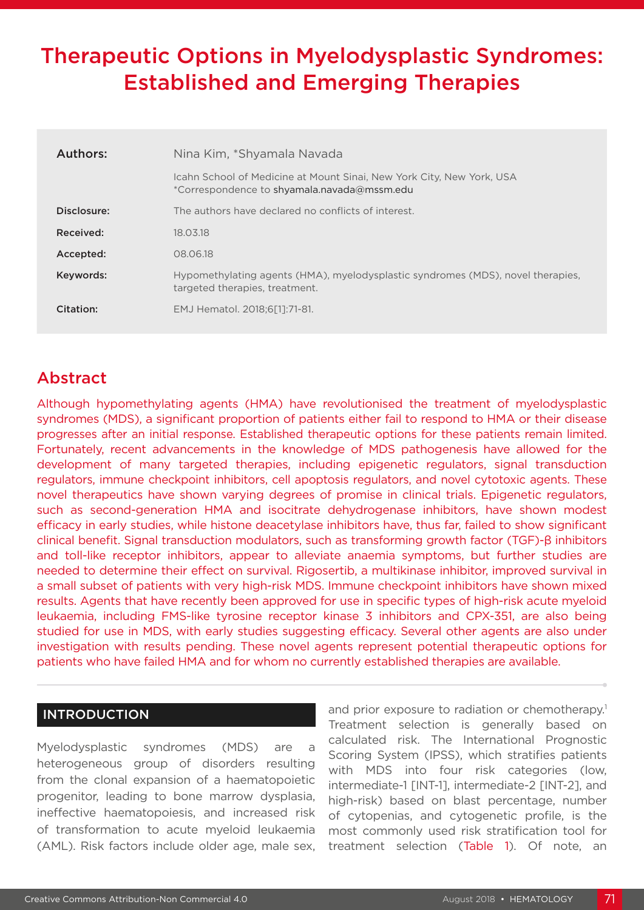# Therapeutic Options in Myelodysplastic Syndromes: Established and Emerging Therapies

| | |
|---|---|
| **Authors:** | Nina Kim, *Shyamala Navada<br>Icahn School of Medicine at Mount Sinai, New York City, New York, USA<br>*Correspondence to shyamala.navada@mssm.edu |
| **Disclosure:** | The authors have declared no conflicts of interest. |
| **Received:** | 18.03.18 |
| **Accepted:** | 08.06.18 |
| **Keywords:** | Hypomethylating agents (HMA), myelodysplastic syndromes (MDS), novel therapies, targeted therapies, treatment. |
| **Citation:** | EMJ Hematol. 2018;6[1]:71-81. |

## Abstract

Although hypomethylating agents (HMA) have revolutionised the treatment of myelodysplastic syndromes (MDS), a significant proportion of patients either fail to respond to HMA or their disease progresses after an initial response. Established therapeutic options for these patients remain limited. Fortunately, recent advancements in the knowledge of MDS pathogenesis have allowed for the development of many targeted therapies, including epigenetic regulators, signal transduction regulators, immune checkpoint inhibitors, cell apoptosis regulators, and novel cytotoxic agents. These novel therapeutics have shown varying degrees of promise in clinical trials. Epigenetic regulators, such as second-generation HMA and isocitrate dehydrogenase inhibitors, have shown modest efficacy in early studies, while histone deacetylase inhibitors have, thus far, failed to show significant clinical benefit. Signal transduction modulators, such as transforming growth factor (TGF)-β inhibitors and toll-like receptor inhibitors, appear to alleviate anaemia symptoms, but further studies are needed to determine their effect on survival. Rigosertib, a multikinase inhibitor, improved survival in a small subset of patients with very high-risk MDS. Immune checkpoint inhibitors have shown mixed results. Agents that have recently been approved for use in specific types of high-risk acute myeloid leukaemia, including FMS-like tyrosine receptor kinase 3 inhibitors and CPX-351, are also being studied for use in MDS, with early studies suggesting efficacy. Several other agents are also under investigation with results pending. These novel agents represent potential therapeutic options for patients who have failed HMA and for whom no currently established therapies are available.

## INTRODUCTION

Myelodysplastic syndromes (MDS) are a heterogeneous group of disorders resulting from the clonal expansion of a haematopoietic progenitor, leading to bone marrow dysplasia, ineffective haematopoiesis, and increased risk of transformation to acute myeloid leukaemia (AML). Risk factors include older age, male sex, and prior exposure to radiation or chemotherapy.[1] Treatment selection is generally based on calculated risk. The International Prognostic Scoring System (IPSS), which stratifies patients with MDS into four risk categories (low, intermediate-1 [INT-1], intermediate-2 [INT-2], and high-risk) based on blast percentage, number of cytopenias, and cytogenetic profile, is the most commonly used risk stratification tool for treatment selection (Table 1). Of note, an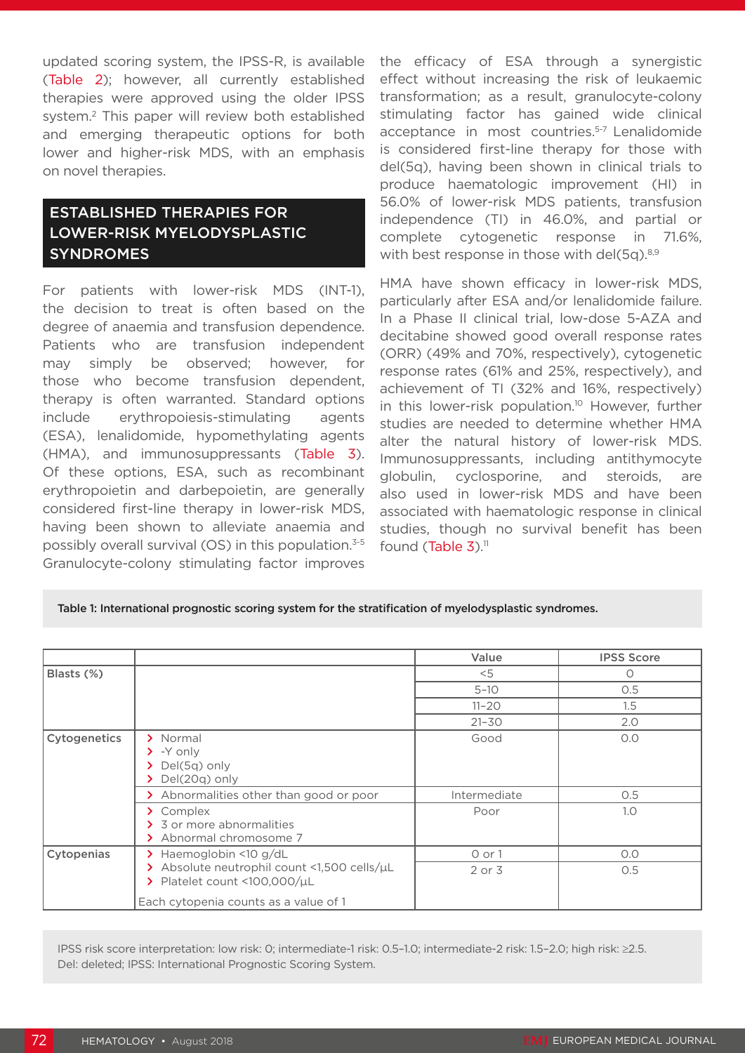updated scoring system, the IPSS-R, is available (Table 2); however, all currently established therapies were approved using the older IPSS system.[2] This paper will review both established and emerging therapeutic options for both lower and higher-risk MDS, with an emphasis on novel therapies.

## ESTABLISHED THERAPIES FOR LOWER-RISK MYELODYSPLASTIC SYNDROMES

For patients with lower-risk MDS (INT-1), the decision to treat is often based on the degree of anaemia and transfusion dependence. Patients who are transfusion independent may simply be observed; however, for those who become transfusion dependent, therapy is often warranted. Standard options include erythropoiesis-stimulating agents (ESA), lenalidomide, hypomethylating agents (HMA), and immunosuppressants (Table 3). Of these options, ESA, such as recombinant erythropoietin and darbepoietin, are generally considered first-line therapy in lower-risk MDS, having been shown to alleviate anaemia and possibly overall survival (OS) in this population.[3-5] Granulocyte-colony stimulating factor improves the efficacy of ESA through a synergistic effect without increasing the risk of leukaemic transformation; as a result, granulocyte-colony stimulating factor has gained wide clinical acceptance in most countries.[5-7] Lenalidomide is considered first-line therapy for those with del(5q), having been shown in clinical trials to produce haematologic improvement (HI) in 56.0% of lower-risk MDS patients, transfusion independence (TI) in 46.0%, and partial or complete cytogenetic response in 71.6%, with best response in those with del(5q).[8,9]

HMA have shown efficacy in lower-risk MDS, particularly after ESA and/or lenalidomide failure. In a Phase II clinical trial, low-dose 5-AZA and decitabine showed good overall response rates (ORR) (49% and 70%, respectively), cytogenetic response rates (61% and 25%, respectively), and achievement of TI (32% and 16%, respectively) in this lower-risk population.[10] However, further studies are needed to determine whether HMA alter the natural history of lower-risk MDS. Immunosuppressants, including antithymocyte globulin, cyclosporine, and steroids, are also used in lower-risk MDS and have been associated with haematologic response in clinical studies, though no survival benefit has been found (Table 3).[11]

**Table 1: International prognostic scoring system for the stratification of myelodysplastic syndromes.**

| | | Value | IPSS Score |
|---|---|---|---|
| Blasts (%) | | <5 | 0 |
| | | 5–10 | 0.5 |
| | | 11–20 | 1.5 |
| | | 21–30 | 2.0 |
| Cytogenetics | Normal<br>-Y only<br>Del(5q) only<br>Del(20q) only | Good | 0.0 |
| | Abnormalities other than good or poor | Intermediate | 0.5 |
| | Complex<br>3 or more abnormalities<br>Abnormal chromosome 7 | Poor | 1.0 |
| Cytopenias | Haemoglobin <10 g/dL<br>Absolute neutrophil count <1,500 cells/µL<br>Platelet count <100,000/µL<br>Each cytopenia counts as a value of 1 | 0 or 1 | 0.0 |
| | | 2 or 3 | 0.5 |

IPSS risk score interpretation: low risk: 0; intermediate-1 risk: 0.5–1.0; intermediate-2 risk: 1.5–2.0; high risk: ≥2.5.
Del: deleted; IPSS: International Prognostic Scoring System.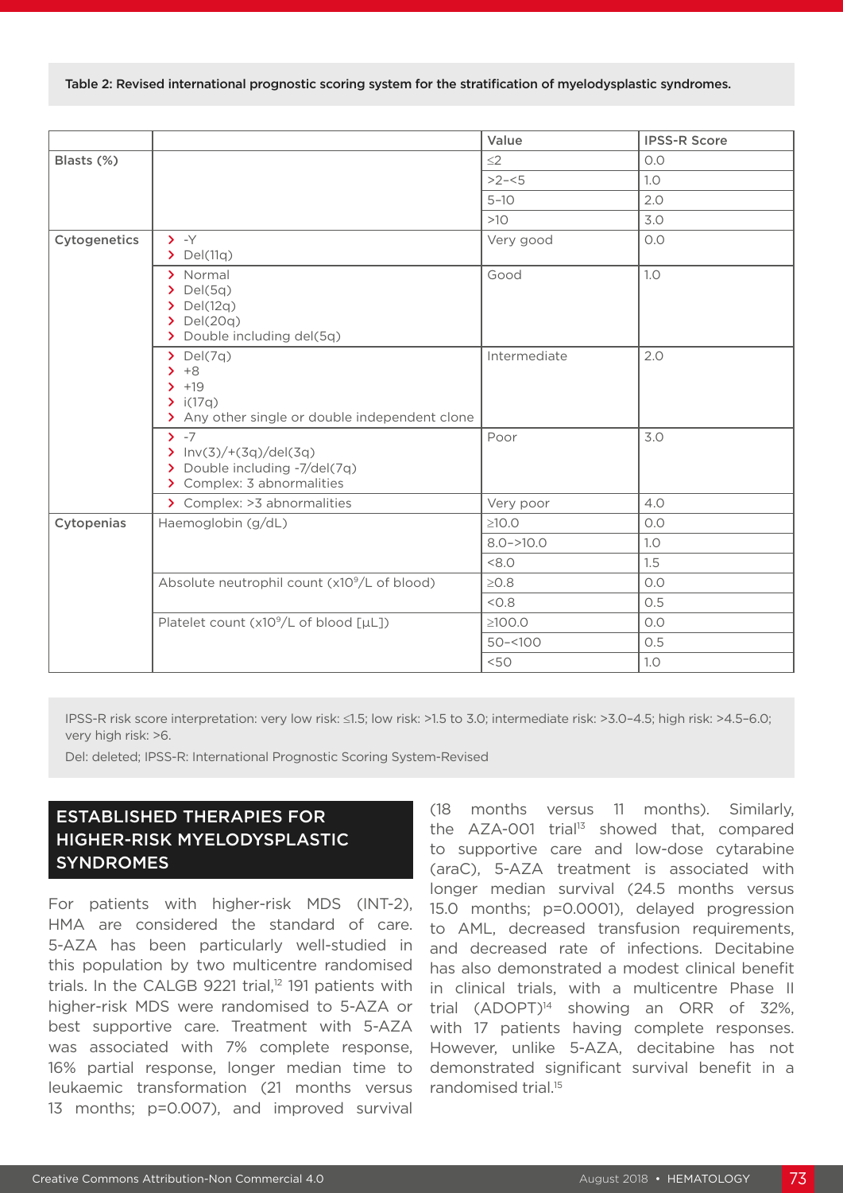Table 2: Revised international prognostic scoring system for the stratification of myelodysplastic syndromes.

| | | Value | IPSS-R Score |
|---|---|---|---|
| Blasts (%) | | ≤2 | 0.0 |
| | | >2–<5 | 1.0 |
| | | 5–10 | 2.0 |
| | | >10 | 3.0 |
| Cytogenetics | › -Y<br>› Del(11q) | Very good | 0.0 |
| | › Normal<br>› Del(5q)<br>› Del(12q)<br>› Del(20q)<br>› Double including del(5q) | Good | 1.0 |
| | › Del(7q)<br>› +8<br>› +19<br>› i(17q)<br>› Any other single or double independent clone | Intermediate | 2.0 |
| | › -7<br>› Inv(3)/+(3q)/del(3q)<br>› Double including -7/del(7q)<br>› Complex: 3 abnormalities | Poor | 3.0 |
| | › Complex: >3 abnormalities | Very poor | 4.0 |
| Cytopenias | Haemoglobin (g/dL) | ≥10.0 | 0.0 |
| | | 8.0–>10.0 | 1.0 |
| | | <8.0 | 1.5 |
| | Absolute neutrophil count (x$10^9$/L of blood) | ≥0.8 | 0.0 |
| | | <0.8 | 0.5 |
| | Platelet count (x$10^9$/L of blood [μL]) | ≥100.0 | 0.0 |
| | | 50–<100 | 0.5 |
| | | <50 | 1.0 |

IPSS-R risk score interpretation: very low risk: ≤1.5; low risk: >1.5 to 3.0; intermediate risk: >3.0–4.5; high risk: >4.5–6.0; very high risk: >6.

Del: deleted; IPSS-R: International Prognostic Scoring System-Revised

## ESTABLISHED THERAPIES FOR HIGHER-RISK MYELODYSPLASTIC SYNDROMES

For patients with higher-risk MDS (INT-2), HMA are considered the standard of care. 5-AZA has been particularly well-studied in this population by two multicentre randomised trials. In the CALGB 9221 trial,[12] 191 patients with higher-risk MDS were randomised to 5-AZA or best supportive care. Treatment with 5-AZA was associated with 7% complete response, 16% partial response, longer median time to leukaemic transformation (21 months versus 13 months; p=0.007), and improved survival (18 months versus 11 months). Similarly, the AZA-001 trial[13] showed that, compared to supportive care and low-dose cytarabine (araC), 5-AZA treatment is associated with longer median survival (24.5 months versus 15.0 months; p=0.0001), delayed progression to AML, decreased transfusion requirements, and decreased rate of infections. Decitabine has also demonstrated a modest clinical benefit in clinical trials, with a multicentre Phase II trial (ADOPT)[14] showing an ORR of 32%, with 17 patients having complete responses. However, unlike 5-AZA, decitabine has not demonstrated significant survival benefit in a randomised trial.[15]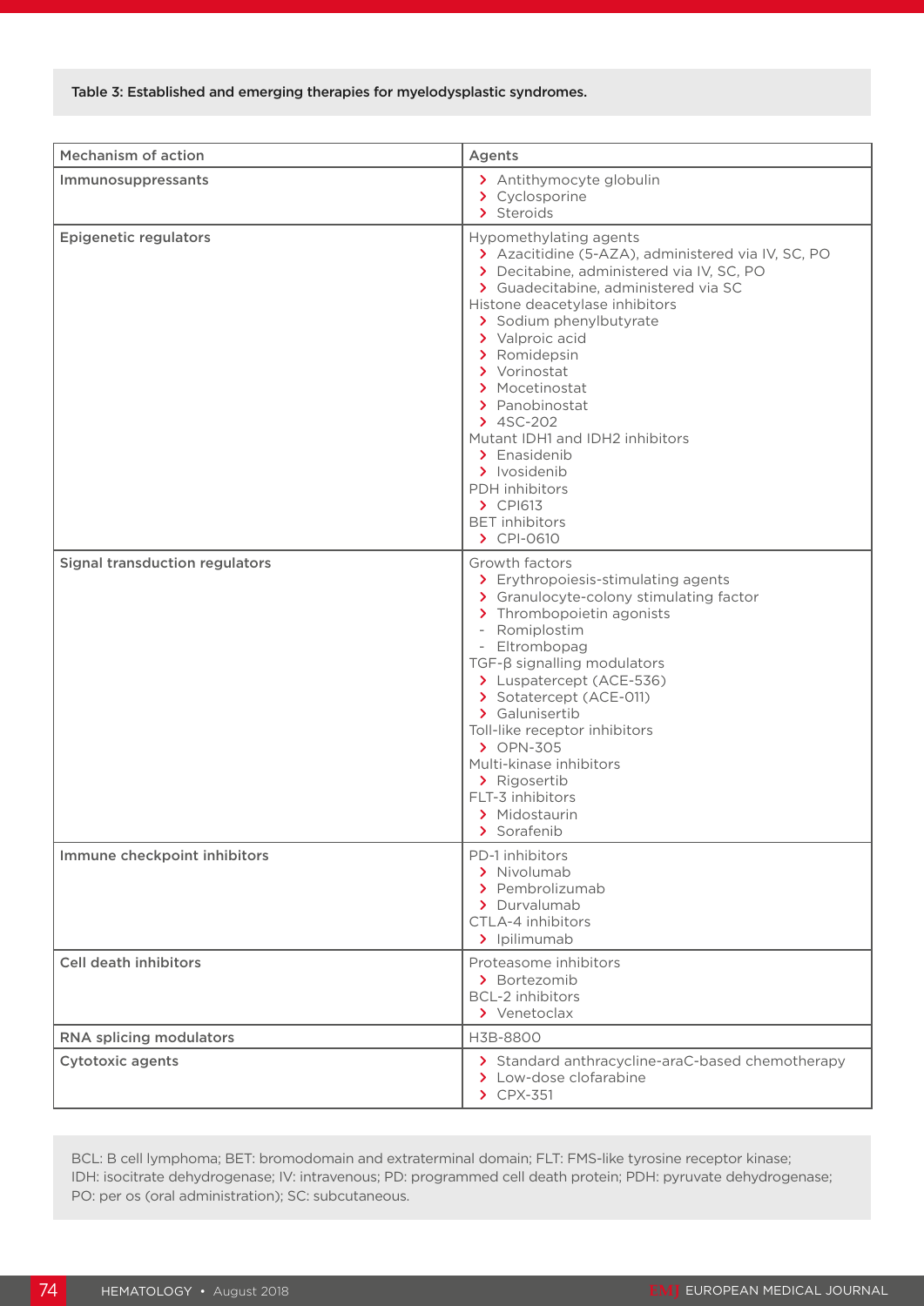**Table 3: Established and emerging therapies for myelodysplastic syndromes.**

| Mechanism of action | Agents |
|---|---|
| Immunosuppressants | › Antithymocyte globulin<br>› Cyclosporine<br>› Steroids |
| Epigenetic regulators | Hypomethylating agents<br>› Azacitidine (5-AZA), administered via IV, SC, PO<br>› Decitabine, administered via IV, SC, PO<br>› Guadecitabine, administered via SC<br>Histone deacetylase inhibitors<br>› Sodium phenylbutyrate<br>› Valproic acid<br>› Romidepsin<br>› Vorinostat<br>› Mocetinostat<br>› Panobinostat<br>› 4SC-202<br>Mutant IDH1 and IDH2 inhibitors<br>› Enasidenib<br>› Ivosidenib<br>PDH inhibitors<br>› CPI613<br>BET inhibitors<br>› CPI-0610 |
| Signal transduction regulators | Growth factors<br>› Erythropoiesis-stimulating agents<br>› Granulocyte-colony stimulating factor<br>› Thrombopoietin agonists<br>- Romiplostim<br>- Eltrombopag<br>TGF-β signalling modulators<br>› Luspatercept (ACE-536)<br>› Sotatercept (ACE-011)<br>› Galunisertib<br>Toll-like receptor inhibitors<br>› OPN-305<br>Multi-kinase inhibitors<br>› Rigosertib<br>FLT-3 inhibitors<br>› Midostaurin<br>› Sorafenib |
| Immune checkpoint inhibitors | PD-1 inhibitors<br>› Nivolumab<br>› Pembrolizumab<br>› Durvalumab<br>CTLA-4 inhibitors<br>› Ipilimumab |
| Cell death inhibitors | Proteasome inhibitors<br>› Bortezomib<br>BCL-2 inhibitors<br>› Venetoclax |
| RNA splicing modulators | H3B-8800 |
| Cytotoxic agents | › Standard anthracycline-araC-based chemotherapy<br>› Low-dose clofarabine<br>› CPX-351 |

BCL: B cell lymphoma; BET: bromodomain and extraterminal domain; FLT: FMS-like tyrosine receptor kinase; IDH: isocitrate dehydrogenase; IV: intravenous; PD: programmed cell death protein; PDH: pyruvate dehydrogenase; PO: per os (oral administration); SC: subcutaneous.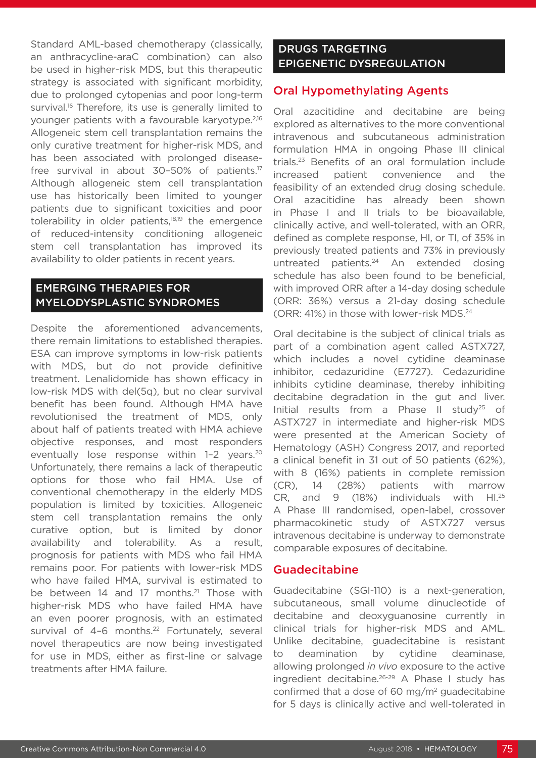Standard AML-based chemotherapy (classically, an anthracycline-araC combination) can also be used in higher-risk MDS, but this therapeutic strategy is associated with significant morbidity, due to prolonged cytopenias and poor long-term survival.[16] Therefore, its use is generally limited to younger patients with a favourable karyotype.[2,16] Allogeneic stem cell transplantation remains the only curative treatment for higher-risk MDS, and has been associated with prolonged disease-free survival in about 30–50% of patients.[17] Although allogeneic stem cell transplantation use has historically been limited to younger patients due to significant toxicities and poor tolerability in older patients,[18,19] the emergence of reduced-intensity conditioning allogeneic stem cell transplantation has improved its availability to older patients in recent years.

## EMERGING THERAPIES FOR MYELODYSPLASTIC SYNDROMES

Despite the aforementioned advancements, there remain limitations to established therapies. ESA can improve symptoms in low-risk patients with MDS, but do not provide definitive treatment. Lenalidomide has shown efficacy in low-risk MDS with del(5q), but no clear survival benefit has been found. Although HMA have revolutionised the treatment of MDS, only about half of patients treated with HMA achieve objective responses, and most responders eventually lose response within 1–2 years.[20] Unfortunately, there remains a lack of therapeutic options for those who fail HMA. Use of conventional chemotherapy in the elderly MDS population is limited by toxicities. Allogeneic stem cell transplantation remains the only curative option, but is limited by donor availability and tolerability. As a result, prognosis for patients with MDS who fail HMA remains poor. For patients with lower-risk MDS who have failed HMA, survival is estimated to be between 14 and 17 months.[21] Those with higher-risk MDS who have failed HMA have an even poorer prognosis, with an estimated survival of 4–6 months.[22] Fortunately, several novel therapeutics are now being investigated for use in MDS, either as first-line or salvage treatments after HMA failure.

## DRUGS TARGETING EPIGENETIC DYSREGULATION

### Oral Hypomethylating Agents

Oral azacitidine and decitabine are being explored as alternatives to the more conventional intravenous and subcutaneous administration formulation HMA in ongoing Phase III clinical trials.[23] Benefits of an oral formulation include increased patient convenience and the feasibility of an extended drug dosing schedule. Oral azacitidine has already been shown in Phase I and II trials to be bioavailable, clinically active, and well-tolerated, with an ORR, defined as complete response, HI, or TI, of 35% in previously treated patients and 73% in previously untreated patients.[24] An extended dosing schedule has also been found to be beneficial, with improved ORR after a 14-day dosing schedule (ORR: 36%) versus a 21-day dosing schedule (ORR: 41%) in those with lower-risk MDS.[24]

Oral decitabine is the subject of clinical trials as part of a combination agent called ASTX727, which includes a novel cytidine deaminase inhibitor, cedazuridine (E7727). Cedazuridine inhibits cytidine deaminase, thereby inhibiting decitabine degradation in the gut and liver. Initial results from a Phase II study[25] of ASTX727 in intermediate and higher-risk MDS were presented at the American Society of Hematology (ASH) Congress 2017, and reported a clinical benefit in 31 out of 50 patients (62%), with 8 (16%) patients in complete remission (CR), 14 (28%) patients with marrow CR, and 9 (18%) individuals with HI.[25] A Phase III randomised, open-label, crossover pharmacokinetic study of ASTX727 versus intravenous decitabine is underway to demonstrate comparable exposures of decitabine.

### Guadecitabine

Guadecitabine (SGI-110) is a next-generation, subcutaneous, small volume dinucleotide of decitabine and deoxyguanosine currently in clinical trials for higher-risk MDS and AML. Unlike decitabine, guadecitabine is resistant to deamination by cytidine deaminase, allowing prolonged *in vivo* exposure to the active ingredient decitabine.[26-29] A Phase I study has confirmed that a dose of 60 mg/m$^2$ guadecitabine for 5 days is clinically active and well-tolerated in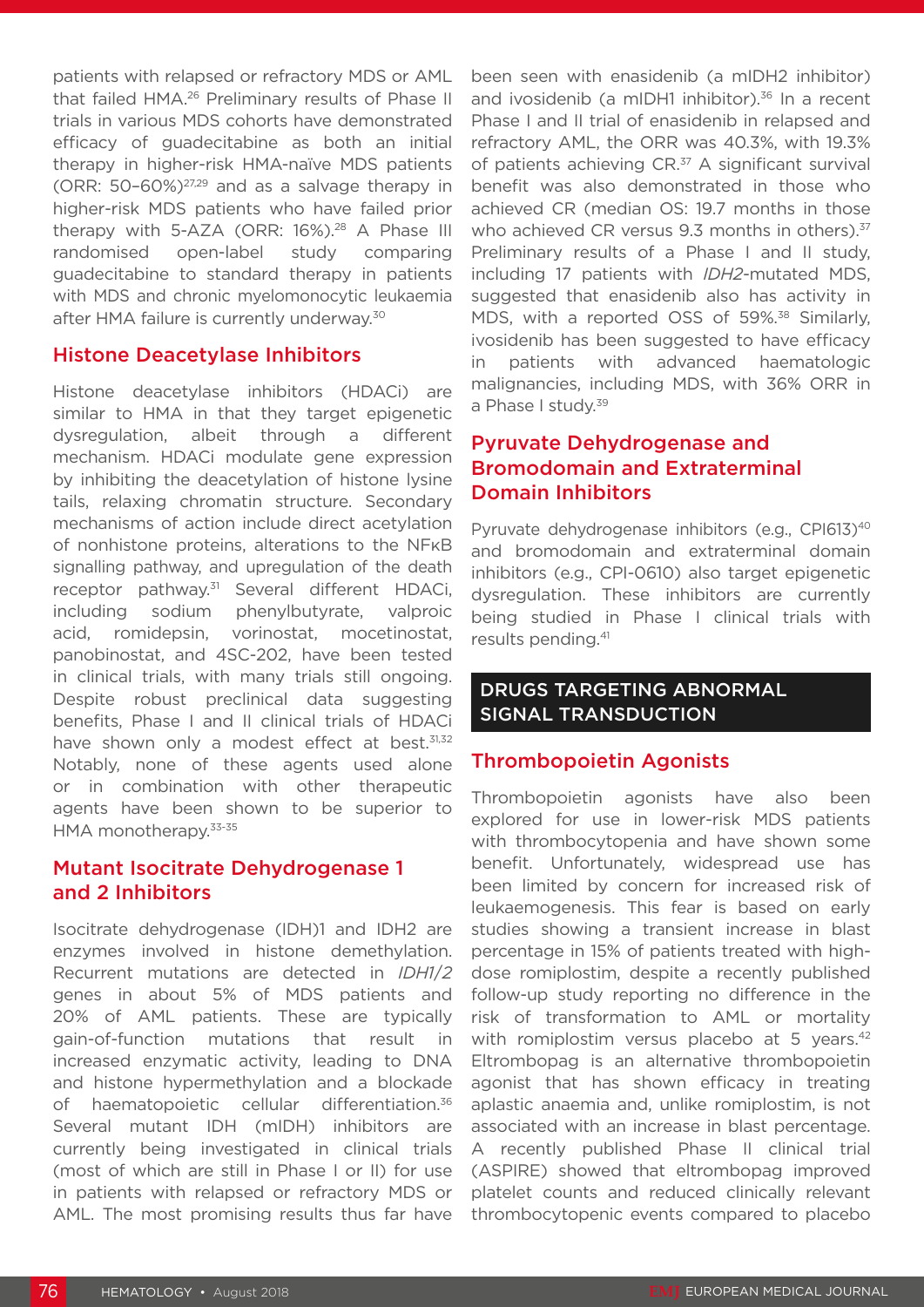patients with relapsed or refractory MDS or AML that failed HMA.[26] Preliminary results of Phase II trials in various MDS cohorts have demonstrated efficacy of guadecitabine as both an initial therapy in higher-risk HMA-naïve MDS patients (ORR: 50–60%)[27,29] and as a salvage therapy in higher-risk MDS patients who have failed prior therapy with 5-AZA (ORR: 16%).[28] A Phase III randomised open-label study comparing guadecitabine to standard therapy in patients with MDS and chronic myelomonocytic leukaemia after HMA failure is currently underway.[30]

### Histone Deacetylase Inhibitors

Histone deacetylase inhibitors (HDACi) are similar to HMA in that they target epigenetic dysregulation, albeit through a different mechanism. HDACi modulate gene expression by inhibiting the deacetylation of histone lysine tails, relaxing chromatin structure. Secondary mechanisms of action include direct acetylation of nonhistone proteins, alterations to the NFκB signalling pathway, and upregulation of the death receptor pathway.[31] Several different HDACi, including sodium phenylbutyrate, valproic acid, romidepsin, vorinostat, mocetinostat, panobinostat, and 4SC-202, have been tested in clinical trials, with many trials still ongoing. Despite robust preclinical data suggesting benefits, Phase I and II clinical trials of HDACi have shown only a modest effect at best.[31,32] Notably, none of these agents used alone or in combination with other therapeutic agents have been shown to be superior to HMA monotherapy.[33-35]

### Mutant Isocitrate Dehydrogenase 1 and 2 Inhibitors

Isocitrate dehydrogenase (IDH)1 and IDH2 are enzymes involved in histone demethylation. Recurrent mutations are detected in *IDH1/2* genes in about 5% of MDS patients and 20% of AML patients. These are typically gain-of-function mutations that result in increased enzymatic activity, leading to DNA and histone hypermethylation and a blockade of haematopoietic cellular differentiation.[36] Several mutant IDH (mIDH) inhibitors are currently being investigated in clinical trials (most of which are still in Phase I or II) for use in patients with relapsed or refractory MDS or AML. The most promising results thus far have been seen with enasidenib (a mIDH2 inhibitor) and ivosidenib (a mIDH1 inhibitor).[36] In a recent Phase I and II trial of enasidenib in relapsed and refractory AML, the ORR was 40.3%, with 19.3% of patients achieving CR.[37] A significant survival benefit was also demonstrated in those who achieved CR (median OS: 19.7 months in those who achieved CR versus 9.3 months in others).[37] Preliminary results of a Phase I and II study, including 17 patients with *IDH2*-mutated MDS, suggested that enasidenib also has activity in MDS, with a reported OSS of 59%.[38] Similarly, ivosidenib has been suggested to have efficacy in patients with advanced haematologic malignancies, including MDS, with 36% ORR in a Phase I study.[39]

### Pyruvate Dehydrogenase and Bromodomain and Extraterminal Domain Inhibitors

Pyruvate dehydrogenase inhibitors (e.g., CPI613)[40] and bromodomain and extraterminal domain inhibitors (e.g., CPI-0610) also target epigenetic dysregulation. These inhibitors are currently being studied in Phase I clinical trials with results pending.[41]

## DRUGS TARGETING ABNORMAL SIGNAL TRANSDUCTION

### Thrombopoietin Agonists

Thrombopoietin agonists have also been explored for use in lower-risk MDS patients with thrombocytopenia and have shown some benefit. Unfortunately, widespread use has been limited by concern for increased risk of leukaemogenesis. This fear is based on early studies showing a transient increase in blast percentage in 15% of patients treated with high-dose romiplostim, despite a recently published follow-up study reporting no difference in the risk of transformation to AML or mortality with romiplostim versus placebo at 5 years.[42] Eltrombopag is an alternative thrombopoietin agonist that has shown efficacy in treating aplastic anaemia and, unlike romiplostim, is not associated with an increase in blast percentage. A recently published Phase II clinical trial (ASPIRE) showed that eltrombopag improved platelet counts and reduced clinically relevant thrombocytopenic events compared to placebo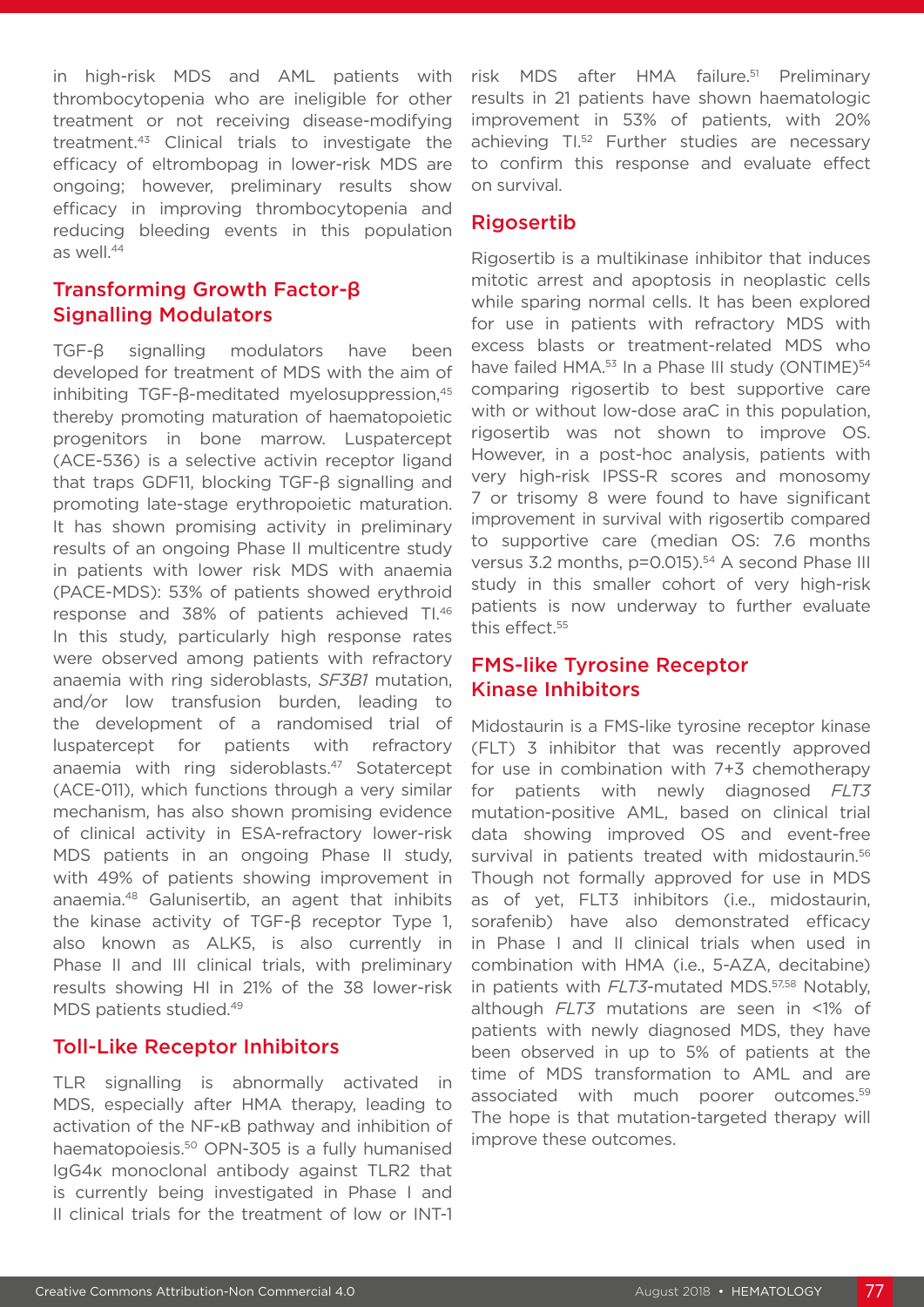in high-risk MDS and AML patients with thrombocytopenia who are ineligible for other treatment or not receiving disease-modifying treatment.[43] Clinical trials to investigate the efficacy of eltrombopag in lower-risk MDS are ongoing; however, preliminary results show efficacy in improving thrombocytopenia and reducing bleeding events in this population as well.[44]

## Transforming Growth Factor-β Signalling Modulators

TGF-β signalling modulators have been developed for treatment of MDS with the aim of inhibiting TGF-β-meditated myelosuppression,[45] thereby promoting maturation of haematopoietic progenitors in bone marrow. Luspatercept (ACE-536) is a selective activin receptor ligand that traps GDF11, blocking TGF-β signalling and promoting late-stage erythropoietic maturation. It has shown promising activity in preliminary results of an ongoing Phase II multicentre study in patients with lower risk MDS with anaemia (PACE-MDS): 53% of patients showed erythroid response and 38% of patients achieved TI.[46] In this study, particularly high response rates were observed among patients with refractory anaemia with ring sideroblasts, *SF3B1* mutation, and/or low transfusion burden, leading to the development of a randomised trial of luspatercept for patients with refractory anaemia with ring sideroblasts.[47] Sotatercept (ACE-011), which functions through a very similar mechanism, has also shown promising evidence of clinical activity in ESA-refractory lower-risk MDS patients in an ongoing Phase II study, with 49% of patients showing improvement in anaemia.[48] Galunisertib, an agent that inhibits the kinase activity of TGF-β receptor Type 1, also known as ALK5, is also currently in Phase II and III clinical trials, with preliminary results showing HI in 21% of the 38 lower-risk MDS patients studied.[49]

## Toll-Like Receptor Inhibitors

TLR signalling is abnormally activated in MDS, especially after HMA therapy, leading to activation of the NF-κB pathway and inhibition of haematopoiesis.[50] OPN-305 is a fully humanised IgG4κ monoclonal antibody against TLR2 that is currently being investigated in Phase I and II clinical trials for the treatment of low or INT-1 risk MDS after HMA failure.[51] Preliminary results in 21 patients have shown haematologic improvement in 53% of patients, with 20% achieving TI.[52] Further studies are necessary to confirm this response and evaluate effect on survival.

## Rigosertib

Rigosertib is a multikinase inhibitor that induces mitotic arrest and apoptosis in neoplastic cells while sparing normal cells. It has been explored for use in patients with refractory MDS with excess blasts or treatment-related MDS who have failed HMA.[53] In a Phase III study (ONTIME)[54] comparing rigosertib to best supportive care with or without low-dose araC in this population, rigosertib was not shown to improve OS. However, in a post-hoc analysis, patients with very high-risk IPSS-R scores and monosomy 7 or trisomy 8 were found to have significant improvement in survival with rigosertib compared to supportive care (median OS: 7.6 months versus 3.2 months, p=0.015).[54] A second Phase III study in this smaller cohort of very high-risk patients is now underway to further evaluate this effect.[55]

## FMS-like Tyrosine Receptor Kinase Inhibitors

Midostaurin is a FMS-like tyrosine receptor kinase (FLT) 3 inhibitor that was recently approved for use in combination with 7+3 chemotherapy for patients with newly diagnosed *FLT3* mutation-positive AML, based on clinical trial data showing improved OS and event-free survival in patients treated with midostaurin.[56] Though not formally approved for use in MDS as of yet, FLT3 inhibitors (i.e., midostaurin, sorafenib) have also demonstrated efficacy in Phase I and II clinical trials when used in combination with HMA (i.e., 5-AZA, decitabine) in patients with *FLT3*-mutated MDS.[57,58] Notably, although *FLT3* mutations are seen in <1% of patients with newly diagnosed MDS, they have been observed in up to 5% of patients at the time of MDS transformation to AML and are associated with much poorer outcomes.[59] The hope is that mutation-targeted therapy will improve these outcomes.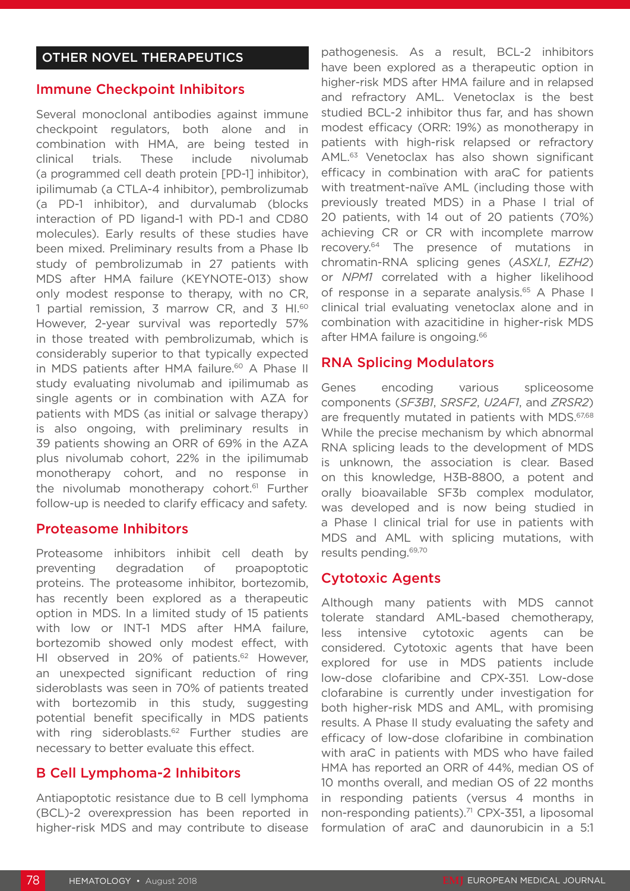## OTHER NOVEL THERAPEUTICS

### Immune Checkpoint Inhibitors

Several monoclonal antibodies against immune checkpoint regulators, both alone and in combination with HMA, are being tested in clinical trials. These include nivolumab (a programmed cell death protein [PD-1] inhibitor), ipilimumab (a CTLA-4 inhibitor), pembrolizumab (a PD-1 inhibitor), and durvalumab (blocks interaction of PD ligand-1 with PD-1 and CD80 molecules). Early results of these studies have been mixed. Preliminary results from a Phase Ib study of pembrolizumab in 27 patients with MDS after HMA failure (KEYNOTE-013) show only modest response to therapy, with no CR, 1 partial remission, 3 marrow CR, and 3 HI.[60] However, 2-year survival was reportedly 57% in those treated with pembrolizumab, which is considerably superior to that typically expected in MDS patients after HMA failure.[60] A Phase II study evaluating nivolumab and ipilimumab as single agents or in combination with AZA for patients with MDS (as initial or salvage therapy) is also ongoing, with preliminary results in 39 patients showing an ORR of 69% in the AZA plus nivolumab cohort, 22% in the ipilimumab monotherapy cohort, and no response in the nivolumab monotherapy cohort.[61] Further follow-up is needed to clarify efficacy and safety.

### Proteasome Inhibitors

Proteasome inhibitors inhibit cell death by preventing degradation of proapoptotic proteins. The proteasome inhibitor, bortezomib, has recently been explored as a therapeutic option in MDS. In a limited study of 15 patients with low or INT-1 MDS after HMA failure, bortezomib showed only modest effect, with HI observed in 20% of patients.[62] However, an unexpected significant reduction of ring sideroblasts was seen in 70% of patients treated with bortezomib in this study, suggesting potential benefit specifically in MDS patients with ring sideroblasts.[62] Further studies are necessary to better evaluate this effect.

### B Cell Lymphoma-2 Inhibitors

Antiapoptotic resistance due to B cell lymphoma (BCL)-2 overexpression has been reported in higher-risk MDS and may contribute to disease pathogenesis. As a result, BCL-2 inhibitors have been explored as a therapeutic option in higher-risk MDS after HMA failure and in relapsed and refractory AML. Venetoclax is the best studied BCL-2 inhibitor thus far, and has shown modest efficacy (ORR: 19%) as monotherapy in patients with high-risk relapsed or refractory AML.[63] Venetoclax has also shown significant efficacy in combination with araC for patients with treatment-naïve AML (including those with previously treated MDS) in a Phase I trial of 20 patients, with 14 out of 20 patients (70%) achieving CR or CR with incomplete marrow recovery.[64] The presence of mutations in chromatin-RNA splicing genes (*ASXL1*, *EZH2*) or *NPM1* correlated with a higher likelihood of response in a separate analysis.[65] A Phase I clinical trial evaluating venetoclax alone and in combination with azacitidine in higher-risk MDS after HMA failure is ongoing.[66]

### RNA Splicing Modulators

Genes encoding various spliceosome components (*SF3B1*, *SRSF2*, *U2AF1*, and *ZRSR2*) are frequently mutated in patients with MDS.[67,68] While the precise mechanism by which abnormal RNA splicing leads to the development of MDS is unknown, the association is clear. Based on this knowledge, H3B-8800, a potent and orally bioavailable SF3b complex modulator, was developed and is now being studied in a Phase I clinical trial for use in patients with MDS and AML with splicing mutations, with results pending.[69,70]

### Cytotoxic Agents

Although many patients with MDS cannot tolerate standard AML-based chemotherapy, less intensive cytotoxic agents can be considered. Cytotoxic agents that have been explored for use in MDS patients include low-dose clofaribine and CPX-351. Low-dose clofarabine is currently under investigation for both higher-risk MDS and AML, with promising results. A Phase II study evaluating the safety and efficacy of low-dose clofaribine in combination with araC in patients with MDS who have failed HMA has reported an ORR of 44%, median OS of 10 months overall, and median OS of 22 months in responding patients (versus 4 months in non-responding patients).[71] CPX-351, a liposomal formulation of araC and daunorubicin in a 5:1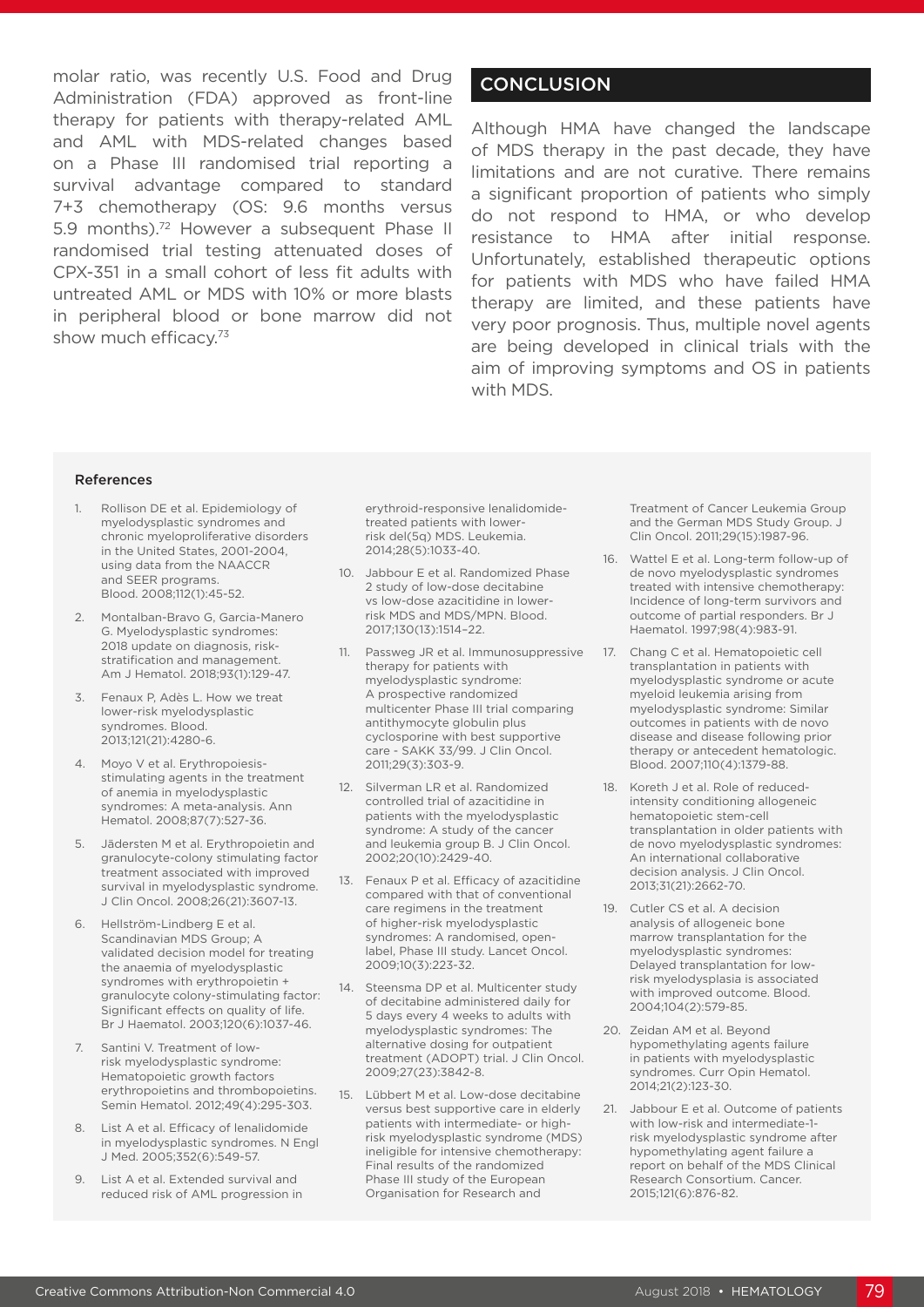molar ratio, was recently U.S. Food and Drug Administration (FDA) approved as front-line therapy for patients with therapy-related AML and AML with MDS-related changes based on a Phase III randomised trial reporting a survival advantage compared to standard 7+3 chemotherapy (OS: 9.6 months versus 5.9 months).[72] However a subsequent Phase II randomised trial testing attenuated doses of CPX-351 in a small cohort of less fit adults with untreated AML or MDS with 10% or more blasts in peripheral blood or bone marrow did not show much efficacy.[73]

## CONCLUSION

Although HMA have changed the landscape of MDS therapy in the past decade, they have limitations and are not curative. There remains a significant proportion of patients who simply do not respond to HMA, or who develop resistance to HMA after initial response. Unfortunately, established therapeutic options for patients with MDS who have failed HMA therapy are limited, and these patients have very poor prognosis. Thus, multiple novel agents are being developed in clinical trials with the aim of improving symptoms and OS in patients with MDS.

### References

1. Rollison DE et al. Epidemiology of myelodysplastic syndromes and chronic myeloproliferative disorders in the United States, 2001-2004, using data from the NAACCR and SEER programs. Blood. 2008;112(1):45-52.
2. Montalban-Bravo G, Garcia-Manero G. Myelodysplastic syndromes: 2018 update on diagnosis, risk-stratification and management. Am J Hematol. 2018;93(1):129-47.
3. Fenaux P, Adès L. How we treat lower-risk myelodysplastic syndromes. Blood. 2013;121(21):4280-6.
4. Moyo V et al. Erythropoiesis-stimulating agents in the treatment of anemia in myelodysplastic syndromes: A meta-analysis. Ann Hematol. 2008;87(7):527-36.
5. Jädersten M et al. Erythropoietin and granulocyte-colony stimulating factor treatment associated with improved survival in myelodysplastic syndrome. J Clin Oncol. 2008;26(21):3607-13.
6. Hellström-Lindberg E et al. Scandinavian MDS Group; A validated decision model for treating the anaemia of myelodysplastic syndromes with erythropoietin + granulocyte colony-stimulating factor: Significant effects on quality of life. Br J Haematol. 2003;120(6):1037-46.
7. Santini V. Treatment of low-risk myelodysplastic syndrome: Hematopoietic growth factors erythropoietins and thrombopoietins. Semin Hematol. 2012;49(4):295-303.
8. List A et al. Efficacy of lenalidomide in myelodysplastic syndromes. N Engl J Med. 2005;352(6):549-57.
9. List A et al. Extended survival and reduced risk of AML progression in erythroid-responsive lenalidomide-treated patients with lower-risk del(5q) MDS. Leukemia. 2014;28(5):1033-40.
10. Jabbour E et al. Randomized Phase 2 study of low-dose decitabine vs low-dose azacitidine in lower-risk MDS and MDS/MPN. Blood. 2017;130(13):1514–22.
11. Passweg JR et al. Immunosuppressive therapy for patients with myelodysplastic syndrome: A prospective randomized multicenter Phase III trial comparing antithymocyte globulin plus cyclosporine with best supportive care - SAKK 33/99. J Clin Oncol. 2011;29(3):303-9.
12. Silverman LR et al. Randomized controlled trial of azacitidine in patients with the myelodysplastic syndrome: A study of the cancer and leukemia group B. J Clin Oncol. 2002;20(10):2429-40.
13. Fenaux P et al. Efficacy of azacitidine compared with that of conventional care regimens in the treatment of higher-risk myelodysplastic syndromes: A randomised, open-label, Phase III study. Lancet Oncol. 2009;10(3):223-32.
14. Steensma DP et al. Multicenter study of decitabine administered daily for 5 days every 4 weeks to adults with myelodysplastic syndromes: The alternative dosing for outpatient treatment (ADOPT) trial. J Clin Oncol. 2009;27(23):3842-8.
15. Lübbert M et al. Low-dose decitabine versus best supportive care in elderly patients with intermediate- or high-risk myelodysplastic syndrome (MDS) ineligible for intensive chemotherapy: Final results of the randomized Phase III study of the European Organisation for Research and Treatment of Cancer Leukemia Group and the German MDS Study Group. J Clin Oncol. 2011;29(15):1987-96.
16. Wattel E et al. Long-term follow-up of de novo myelodysplastic syndromes treated with intensive chemotherapy: Incidence of long-term survivors and outcome of partial responders. Br J Haematol. 1997;98(4):983-91.
17. Chang C et al. Hematopoietic cell transplantation in patients with myelodysplastic syndrome or acute myeloid leukemia arising from myelodysplastic syndrome: Similar outcomes in patients with de novo disease and disease following prior therapy or antecedent hematologic. Blood. 2007;110(4):1379-88.
18. Koreth J et al. Role of reduced-intensity conditioning allogeneic hematopoietic stem-cell transplantation in older patients with de novo myelodysplastic syndromes: An international collaborative decision analysis. J Clin Oncol. 2013;31(21):2662-70.
19. Cutler CS et al. A decision analysis of allogeneic bone marrow transplantation for the myelodysplastic syndromes: Delayed transplantation for low-risk myelodysplasia is associated with improved outcome. Blood. 2004;104(2):579-85.
20. Zeidan AM et al. Beyond hypomethylating agents failure in patients with myelodysplastic syndromes. Curr Opin Hematol. 2014;21(2):123-30.
21. Jabbour E et al. Outcome of patients with low-risk and intermediate-1-risk myelodysplastic syndrome after hypomethylating agent failure a report on behalf of the MDS Clinical Research Consortium. Cancer. 2015;121(6):876-82.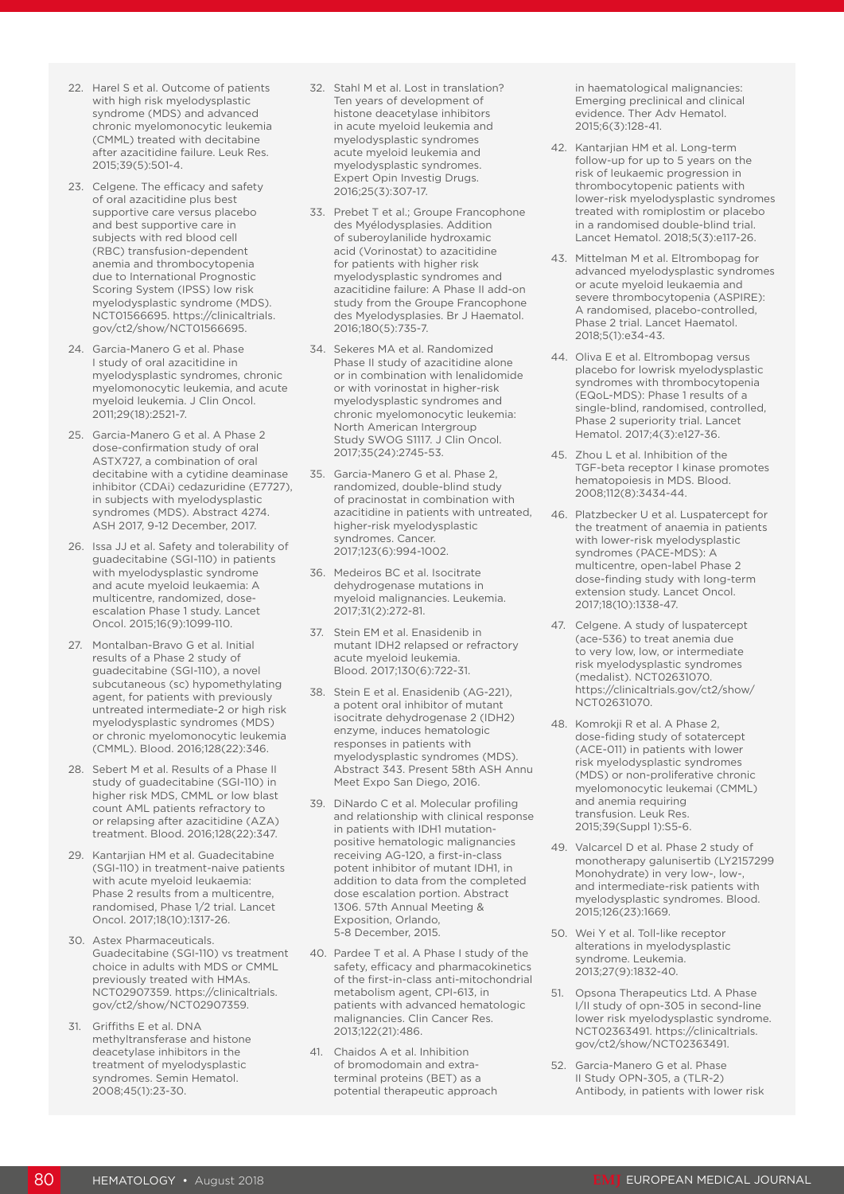22. Harel S et al. Outcome of patients with high risk myelodysplastic syndrome (MDS) and advanced chronic myelomonocytic leukemia (CMML) treated with decitabine after azacitidine failure. Leuk Res. 2015;39(5):501-4.

23. Celgene. The efficacy and safety of oral azacitidine plus best supportive care versus placebo and best supportive care in subjects with red blood cell (RBC) transfusion-dependent anemia and thrombocytopenia due to International Prognostic Scoring System (IPSS) low risk myelodysplastic syndrome (MDS). NCT01566695. https://clinicaltrials.gov/ct2/show/NCT01566695.

24. Garcia-Manero G et al. Phase I study of oral azacitidine in myelodysplastic syndromes, chronic myelomonocytic leukemia, and acute myeloid leukemia. J Clin Oncol. 2011;29(18):2521-7.

25. Garcia-Manero G et al. A Phase 2 dose-confirmation study of oral ASTX727, a combination of oral decitabine with a cytidine deaminase inhibitor (CDAi) cedazuridine (E7727), in subjects with myelodysplastic syndromes (MDS). Abstract 4274. ASH 2017, 9-12 December, 2017.

26. Issa JJ et al. Safety and tolerability of guadecitabine (SGI-110) in patients with myelodysplastic syndrome and acute myeloid leukaemia: A multicentre, randomized, dose-escalation Phase 1 study. Lancet Oncol. 2015;16(9):1099-110.

27. Montalban-Bravo G et al. Initial results of a Phase 2 study of guadecitabine (SGI-110), a novel subcutaneous (sc) hypomethylating agent, for patients with previously untreated intermediate-2 or high risk myelodysplastic syndromes (MDS) or chronic myelomonocytic leukemia (CMML). Blood. 2016;128(22):346.

28. Sebert M et al. Results of a Phase II study of guadecitabine (SGI-110) in higher risk MDS, CMML or low blast count AML patients refractory to or relapsing after azacitidine (AZA) treatment. Blood. 2016;128(22):347.

29. Kantarjian HM et al. Guadecitabine (SGI-110) in treatment-naive patients with acute myeloid leukaemia: Phase 2 results from a multicentre, randomised, Phase 1/2 trial. Lancet Oncol. 2017;18(10):1317-26.

30. Astex Pharmaceuticals. Guadecitabine (SGI-110) vs treatment choice in adults with MDS or CMML previously treated with HMAs. NCT02907359. https://clinicaltrials.gov/ct2/show/NCT02907359.

31. Griffiths E et al. DNA methyltransferase and histone deacetylase inhibitors in the treatment of myelodysplastic syndromes. Semin Hematol. 2008;45(1):23-30.

32. Stahl M et al. Lost in translation? Ten years of development of histone deacetylase inhibitors in acute myeloid leukemia and myelodysplastic syndromes acute myeloid leukemia and myelodysplastic syndromes. Expert Opin Investig Drugs. 2016;25(3):307-17.

33. Prebet T et al.; Groupe Francophone des Myélodysplasies. Addition of suberoylanilide hydroxamic acid (Vorinostat) to azacitidine for patients with higher risk myelodysplastic syndromes and azacitidine failure: A Phase II add-on study from the Groupe Francophone des Myelodysplasies. Br J Haematol. 2016;180(5):735-7.

34. Sekeres MA et al. Randomized Phase II study of azacitidine alone or in combination with lenalidomide or with vorinostat in higher-risk myelodysplastic syndromes and chronic myelomonocytic leukemia: North American Intergroup Study SWOG S1117. J Clin Oncol. 2017;35(24):2745-53.

35. Garcia-Manero G et al. Phase 2, randomized, double-blind study of pracinostat in combination with azacitidine in patients with untreated, higher-risk myelodysplastic syndromes. Cancer. 2017;123(6):994-1002.

36. Medeiros BC et al. Isocitrate dehydrogenase mutations in myeloid malignancies. Leukemia. 2017;31(2):272-81.

37. Stein EM et al. Enasidenib in mutant IDH2 relapsed or refractory acute myeloid leukemia. Blood. 2017;130(6):722-31.

38. Stein E et al. Enasidenib (AG-221), a potent oral inhibitor of mutant isocitrate dehydrogenase 2 (IDH2) enzyme, induces hematologic responses in patients with myelodysplastic syndromes (MDS). Abstract 343. Present 58th ASH Annu Meet Expo San Diego, 2016.

39. DiNardo C et al. Molecular profiling and relationship with clinical response in patients with IDH1 mutation-positive hematologic malignancies receiving AG-120, a first-in-class potent inhibitor of mutant IDH1, in addition to data from the completed dose escalation portion. Abstract 1306. 57th Annual Meeting & Exposition, Orlando, 5-8 December, 2015.

40. Pardee T et al. A Phase I study of the safety, efficacy and pharmacokinetics of the first-in-class anti-mitochondrial metabolism agent, CPI-613, in patients with advanced hematologic malignancies. Clin Cancer Res. 2013;122(21):486.

41. Chaidos A et al. Inhibition of bromodomain and extra-terminal proteins (BET) as a potential therapeutic approach in haematological malignancies: Emerging preclinical and clinical evidence. Ther Adv Hematol. 2015;6(3):128-41.

42. Kantarjian HM et al. Long-term follow-up for up to 5 years on the risk of leukaemic progression in thrombocytopenic patients with lower-risk myelodysplastic syndromes treated with romiplostim or placebo in a randomised double-blind trial. Lancet Hematol. 2018;5(3):e117-26.

43. Mittelman M et al. Eltrombopag for advanced myelodysplastic syndromes or acute myeloid leukaemia and severe thrombocytopenia (ASPIRE): A randomised, placebo-controlled, Phase 2 trial. Lancet Haematol. 2018;5(1):e34-43.

44. Oliva E et al. Eltrombopag versus placebo for lowrisk myelodysplastic syndromes with thrombocytopenia (EQoL-MDS): Phase 1 results of a single-blind, randomised, controlled, Phase 2 superiority trial. Lancet Hematol. 2017;4(3):e127-36.

45. Zhou L et al. Inhibition of the TGF-beta receptor I kinase promotes hematopoiesis in MDS. Blood. 2008;112(8):3434-44.

46. Platzbecker U et al. Luspatercept for the treatment of anaemia in patients with lower-risk myelodysplastic syndromes (PACE-MDS): A multicentre, open-label Phase 2 dose-finding study with long-term extension study. Lancet Oncol. 2017;18(10):1338-47.

47. Celgene. A study of luspatercept (ace-536) to treat anemia due to very low, low, or intermediate risk myelodysplastic syndromes (medalist). NCT02631070. https://clinicaltrials.gov/ct2/show/NCT02631070.

48. Komrokji R et al. A Phase 2, dose-fiding study of sotatercept (ACE-011) in patients with lower risk myelodysplastic syndromes (MDS) or non-proliferative chronic myelomonocytic leukemai (CMML) and anemia requiring transfusion. Leuk Res. 2015;39(Suppl 1):S5-6.

49. Valcarcel D et al. Phase 2 study of monotherapy galunisertib (LY2157299 Monohydrate) in very low-, low-, and intermediate-risk patients with myelodysplastic syndromes. Blood. 2015;126(23):1669.

50. Wei Y et al. Toll-like receptor alterations in myelodysplastic syndrome. Leukemia. 2013;27(9):1832-40.

51. Opsona Therapeutics Ltd. A Phase I/II study of opn-305 in second-line lower risk myelodysplastic syndrome. NCT02363491. https://clinicaltrials.gov/ct2/show/NCT02363491.

52. Garcia-Manero G et al. Phase II Study OPN-305, a (TLR-2) Antibody, in patients with lower risk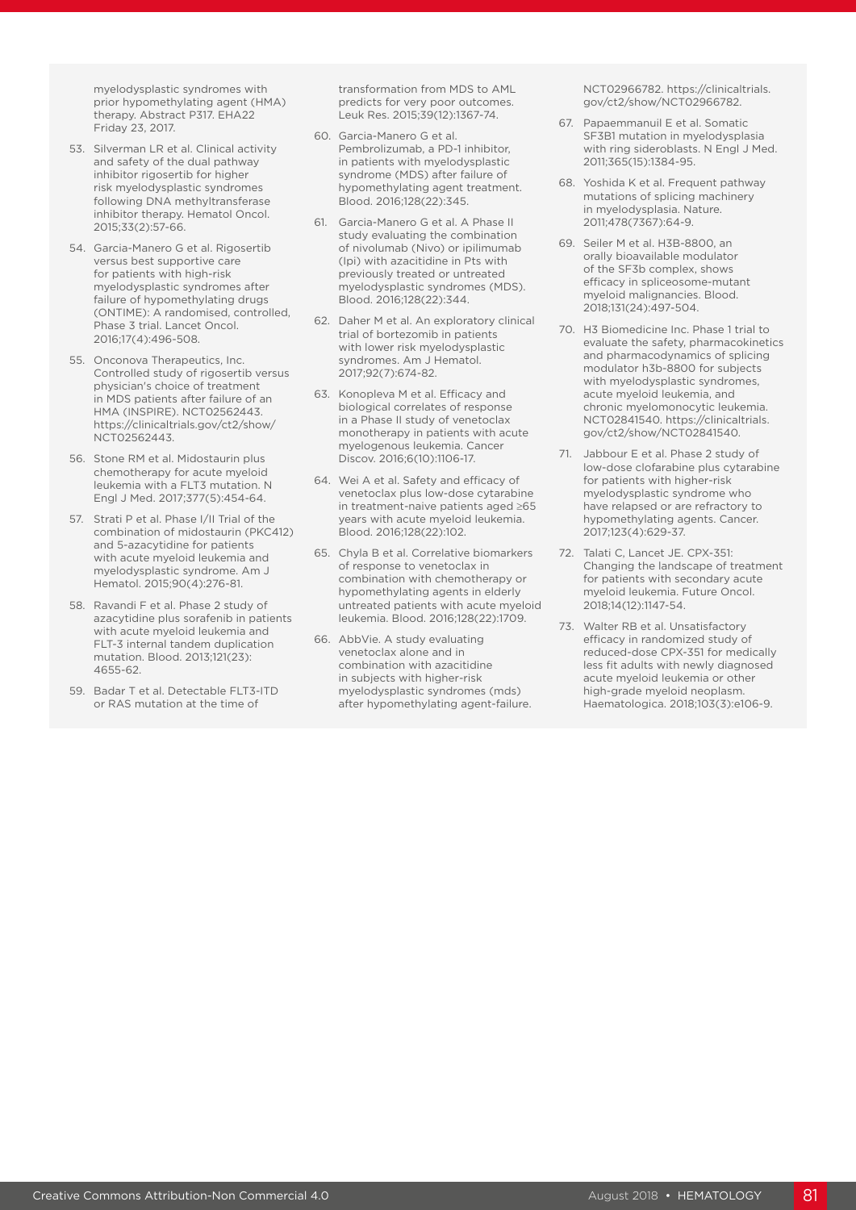myelodysplastic syndromes with prior hypomethylating agent (HMA) therapy. Abstract P317. EHA22 Friday 23, 2017.

53. Silverman LR et al. Clinical activity and safety of the dual pathway inhibitor rigosertib for higher risk myelodysplastic syndromes following DNA methyltransferase inhibitor therapy. Hematol Oncol. 2015;33(2):57-66.
54. Garcia-Manero G et al. Rigosertib versus best supportive care for patients with high-risk myelodysplastic syndromes after failure of hypomethylating drugs (ONTIME): A randomised, controlled, Phase 3 trial. Lancet Oncol. 2016;17(4):496-508.
55. Onconova Therapeutics, Inc. Controlled study of rigosertib versus physician's choice of treatment in MDS patients after failure of an HMA (INSPIRE). NCT02562443. https://clinicaltrials.gov/ct2/show/NCT02562443.
56. Stone RM et al. Midostaurin plus chemotherapy for acute myeloid leukemia with a FLT3 mutation. N Engl J Med. 2017;377(5):454-64.
57. Strati P et al. Phase I/II Trial of the combination of midostaurin (PKC412) and 5-azacytidine for patients with acute myeloid leukemia and myelodysplastic syndrome. Am J Hematol. 2015;90(4):276-81.
58. Ravandi F et al. Phase 2 study of azacytidine plus sorafenib in patients with acute myeloid leukemia and FLT-3 internal tandem duplication mutation. Blood. 2013;121(23):4655-62.
59. Badar T et al. Detectable FLT3-ITD or RAS mutation at the time of transformation from MDS to AML predicts for very poor outcomes. Leuk Res. 2015;39(12):1367-74.
60. Garcia-Manero G et al. Pembrolizumab, a PD-1 inhibitor, in patients with myelodysplastic syndrome (MDS) after failure of hypomethylating agent treatment. Blood. 2016;128(22):345.
61. Garcia-Manero G et al. A Phase II study evaluating the combination of nivolumab (Nivo) or ipilimumab (Ipi) with azacitidine in Pts with previously treated or untreated myelodysplastic syndromes (MDS). Blood. 2016;128(22):344.
62. Daher M et al. An exploratory clinical trial of bortezomib in patients with lower risk myelodysplastic syndromes. Am J Hematol. 2017;92(7):674-82.
63. Konopleva M et al. Efficacy and biological correlates of response in a Phase II study of venetoclax monotherapy in patients with acute myelogenous leukemia. Cancer Discov. 2016;6(10):1106-17.
64. Wei A et al. Safety and efficacy of venetoclax plus low-dose cytarabine in treatment-naive patients aged ≥65 years with acute myeloid leukemia. Blood. 2016;128(22):102.
65. Chyla B et al. Correlative biomarkers of response to venetoclax in combination with chemotherapy or hypomethylating agents in elderly untreated patients with acute myeloid leukemia. Blood. 2016;128(22):1709.
66. AbbVie. A study evaluating venetoclax alone and in combination with azacitidine in subjects with higher-risk myelodysplastic syndromes (mds) after hypomethylating agent-failure. NCT02966782. https://clinicaltrials.gov/ct2/show/NCT02966782.
67. Papaemmanuil E et al. Somatic SF3B1 mutation in myelodysplasia with ring sideroblasts. N Engl J Med. 2011;365(15):1384-95.
68. Yoshida K et al. Frequent pathway mutations of splicing machinery in myelodysplasia. Nature. 2011;478(7367):64-9.
69. Seiler M et al. H3B-8800, an orally bioavailable modulator of the SF3b complex, shows efficacy in spliceosome-mutant myeloid malignancies. Blood. 2018;131(24):497-504.
70. H3 Biomedicine Inc. Phase 1 trial to evaluate the safety, pharmacokinetics and pharmacodynamics of splicing modulator h3b-8800 for subjects with myelodysplastic syndromes, acute myeloid leukemia, and chronic myelomonocytic leukemia. NCT02841540. https://clinicaltrials.gov/ct2/show/NCT02841540.
71. Jabbour E et al. Phase 2 study of low-dose clofarabine plus cytarabine for patients with higher-risk myelodysplastic syndrome who have relapsed or are refractory to hypomethylating agents. Cancer. 2017;123(4):629-37.
72. Talati C, Lancet JE. CPX-351: Changing the landscape of treatment for patients with secondary acute myeloid leukemia. Future Oncol. 2018;14(12):1147-54.
73. Walter RB et al. Unsatisfactory efficacy in randomized study of reduced-dose CPX-351 for medically less fit adults with newly diagnosed acute myeloid leukemia or other high-grade myeloid neoplasm. Haematologica. 2018;103(3):e106-9.